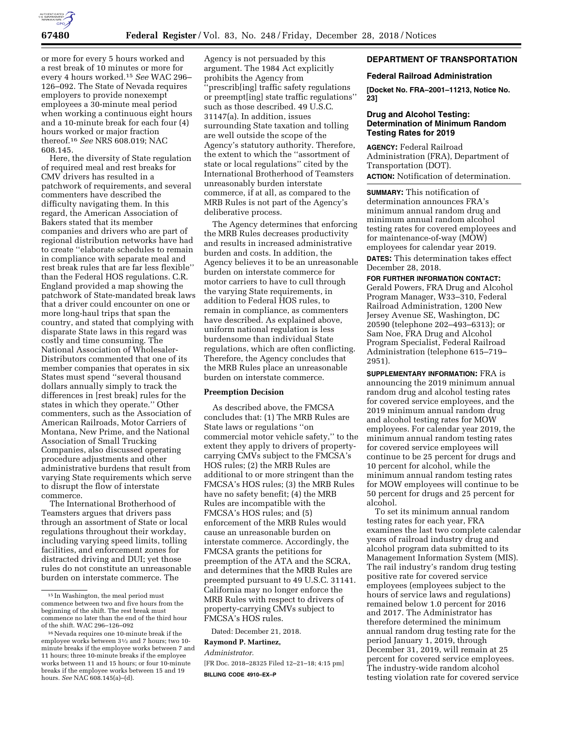or more for every 5 hours worked and a rest break of 10 minutes or more for every 4 hours worked.[15] *See* WAC 296–126–092. The State of Nevada requires employers to provide nonexempt employees a 30-minute meal period when working a continuous eight hours and a 10-minute break for each four (4) hours worked or major fraction thereof.[16] *See* NRS 608.019; NAC 608.145.

Here, the diversity of State regulation of required meal and rest breaks for CMV drivers has resulted in a patchwork of requirements, and several commenters have described the difficulty navigating them. In this regard, the American Association of Bakers stated that its member companies and drivers who are part of regional distribution networks have had to create ''elaborate schedules to remain in compliance with separate meal and rest break rules that are far less flexible'' than the Federal HOS regulations. C.R. England provided a map showing the patchwork of State-mandated break laws that a driver could encounter on one or more long-haul trips that span the country, and stated that complying with disparate State laws in this regard was costly and time consuming. The National Association of Wholesaler-Distributors commented that one of its member companies that operates in six States must spend ''several thousand dollars annually simply to track the differences in [rest break] rules for the states in which they operate.'' Other commenters, such as the Association of American Railroads, Motor Carriers of Montana, New Prime, and the National Association of Small Trucking Companies, also discussed operating procedure adjustments and other administrative burdens that result from varying State requirements which serve to disrupt the flow of interstate commerce.

The International Brotherhood of Teamsters argues that drivers pass through an assortment of State or local regulations throughout their workday, including varying speed limits, tolling facilities, and enforcement zones for distracted driving and DUI; yet those rules do not constitute an unreasonable burden on interstate commerce. The Agency is not persuaded by this argument. The 1984 Act explicitly prohibits the Agency from ''prescrib[ing] traffic safety regulations or preempt[ing] state traffic regulations'' such as those described. 49 U.S.C. 31147(a). In addition, issues surrounding State taxation and tolling are well outside the scope of the Agency's statutory authority. Therefore, the extent to which the ''assortment of state or local regulations'' cited by the International Brotherhood of Teamsters unreasonably burden interstate commerce, if at all, as compared to the MRB Rules is not part of the Agency's deliberative process.

The Agency determines that enforcing the MRB Rules decreases productivity and results in increased administrative burden and costs. In addition, the Agency believes it to be an unreasonable burden on interstate commerce for motor carriers to have to cull through the varying State requirements, in addition to Federal HOS rules, to remain in compliance, as commenters have described. As explained above, uniform national regulation is less burdensome than individual State regulations, which are often conflicting. Therefore, the Agency concludes that the MRB Rules place an unreasonable burden on interstate commerce.

**Preemption Decision**

As described above, the FMCSA concludes that: (1) The MRB Rules are State laws or regulations ''on commercial motor vehicle safety,'' to the extent they apply to drivers of property-carrying CMVs subject to the FMCSA's HOS rules; (2) the MRB Rules are additional to or more stringent than the FMCSA's HOS rules; (3) the MRB Rules have no safety benefit; (4) the MRB Rules are incompatible with the FMCSA's HOS rules; and (5) enforcement of the MRB Rules would cause an unreasonable burden on interstate commerce. Accordingly, the FMCSA grants the petitions for preemption of the ATA and the SCRA, and determines that the MRB Rules are preempted pursuant to 49 U.S.C. 31141. California may no longer enforce the MRB Rules with respect to drivers of property-carrying CMVs subject to FMCSA's HOS rules.

Dated: December 21, 2018.

**Raymond P. Martinez,**

*Administrator.*

[FR Doc. 2018–28325 Filed 12–21–18; 4:15 pm]

**BILLING CODE 4910–EX–P**

[15] In Washington, the meal period must commence between two and five hours from the beginning of the shift. The rest break must commence no later than the end of the third hour of the shift. WAC 296–126–092

[16] Nevada requires one 10-minute break if the employee works between 3½ and 7 hours; two 10-minute breaks if the employee works between 7 and 11 hours; three 10-minute breaks if the employee works between 11 and 15 hours; or four 10-minute breaks if the employee works between 15 and 19 hours. *See* NAC 608.145(a)–(d).

## DEPARTMENT OF TRANSPORTATION

### Federal Railroad Administration

**[Docket No. FRA–2001–11213, Notice No. 23]**

### Drug and Alcohol Testing: Determination of Minimum Random Testing Rates for 2019

**AGENCY:** Federal Railroad Administration (FRA), Department of Transportation (DOT).

**ACTION:** Notification of determination.

**SUMMARY:** This notification of determination announces FRA's minimum annual random drug and minimum annual random alcohol testing rates for covered employees and for maintenance-of-way (MOW) employees for calendar year 2019.

**DATES:** This determination takes effect December 28, 2018.

**FOR FURTHER INFORMATION CONTACT:** Gerald Powers, FRA Drug and Alcohol Program Manager, W33–310, Federal Railroad Administration, 1200 New Jersey Avenue SE, Washington, DC 20590 (telephone 202–493–6313); or Sam Noe, FRA Drug and Alcohol Program Specialist, Federal Railroad Administration (telephone 615–719–2951).

**SUPPLEMENTARY INFORMATION:** FRA is announcing the 2019 minimum annual random drug and alcohol testing rates for covered service employees, and the 2019 minimum annual random drug and alcohol testing rates for MOW employees. For calendar year 2019, the minimum annual random testing rates for covered service employees will continue to be 25 percent for drugs and 10 percent for alcohol, while the minimum annual random testing rates for MOW employees will continue to be 50 percent for drugs and 25 percent for alcohol.

To set its minimum annual random testing rates for each year, FRA examines the last two complete calendar years of railroad industry drug and alcohol program data submitted to its Management Information System (MIS). The rail industry's random drug testing positive rate for covered service employees (employees subject to the hours of service laws and regulations) remained below 1.0 percent for 2016 and 2017. The Administrator has therefore determined the minimum annual random drug testing rate for the period January 1, 2019, through December 31, 2019, will remain at 25 percent for covered service employees. The industry-wide random alcohol testing violation rate for covered service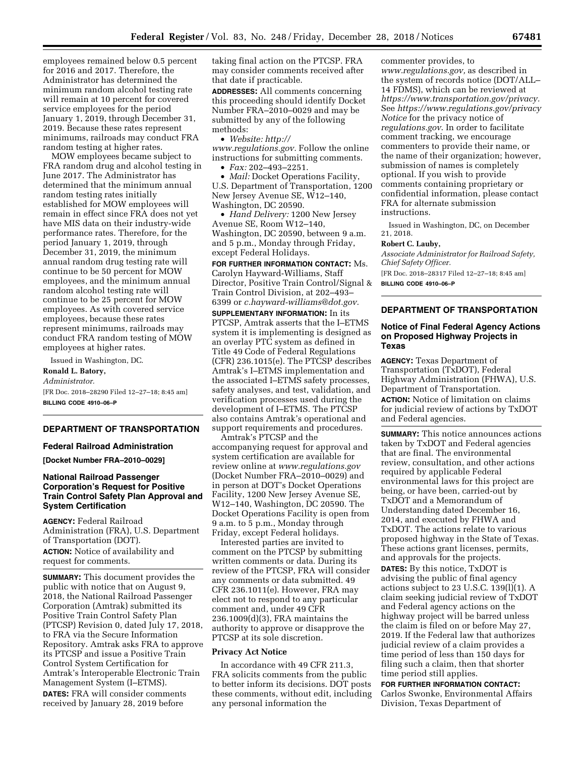employees remained below 0.5 percent for 2016 and 2017. Therefore, the Administrator has determined the minimum random alcohol testing rate will remain at 10 percent for covered service employees for the period January 1, 2019, through December 31, 2019. Because these rates represent minimums, railroads may conduct FRA random testing at higher rates.

MOW employees became subject to FRA random drug and alcohol testing in June 2017. The Administrator has determined that the minimum annual random testing rates initially established for MOW employees will remain in effect since FRA does not yet have MIS data on their industry-wide performance rates. Therefore, for the period January 1, 2019, through December 31, 2019, the minimum annual random drug testing rate will continue to be 50 percent for MOW employees, and the minimum annual random alcohol testing rate will continue to be 25 percent for MOW employees. As with covered service employees, because these rates represent minimums, railroads may conduct FRA random testing of MOW employees at higher rates.

Issued in Washington, DC.

**Ronald L. Batory,**

*Administrator.*

[FR Doc. 2018–28290 Filed 12–27–18; 8:45 am]

**BILLING CODE 4910–06–P**

---

## DEPARTMENT OF TRANSPORTATION

### Federal Railroad Administration

**[Docket Number FRA–2010–0029]**

### National Railroad Passenger Corporation's Request for Positive Train Control Safety Plan Approval and System Certification

**AGENCY:** Federal Railroad Administration (FRA), U.S. Department of Transportation (DOT).

**ACTION:** Notice of availability and request for comments.

**SUMMARY:** This document provides the public with notice that on August 9, 2018, the National Railroad Passenger Corporation (Amtrak) submitted its Positive Train Control Safety Plan (PTCSP) Revision 0, dated July 17, 2018, to FRA via the Secure Information Repository. Amtrak asks FRA to approve its PTCSP and issue a Positive Train Control System Certification for Amtrak's Interoperable Electronic Train Management System (I–ETMS).

**DATES:** FRA will consider comments received by January 28, 2019 before taking final action on the PTCSP. FRA may consider comments received after that date if practicable.

**ADDRESSES:** All comments concerning this proceeding should identify Docket Number FRA–2010–0029 and may be submitted by any of the following methods:

- *Website: http://www.regulations.gov.* Follow the online instructions for submitting comments.
- *Fax:* 202–493–2251.
- *Mail:* Docket Operations Facility, U.S. Department of Transportation, 1200 New Jersey Avenue SE, W12–140, Washington, DC 20590.
- *Hand Delivery:* 1200 New Jersey Avenue SE, Room W12–140, Washington, DC 20590, between 9 a.m. and 5 p.m., Monday through Friday, except Federal Holidays.

**FOR FURTHER INFORMATION CONTACT:** Ms. Carolyn Hayward-Williams, Staff Director, Positive Train Control/Signal & Train Control Division, at 202–493–6399 or *c.hayward-williams@dot.gov.*

**SUPPLEMENTARY INFORMATION:** In its PTCSP, Amtrak asserts that the I–ETMS system it is implementing is designed as an overlay PTC system as defined in Title 49 Code of Federal Regulations (CFR) 236.1015(e). The PTCSP describes Amtrak's I–ETMS implementation and the associated I–ETMS safety processes, safety analyses, and test, validation, and verification processes used during the development of I–ETMS. The PTCSP also contains Amtrak's operational and support requirements and procedures.

Amtrak's PTCSP and the accompanying request for approval and system certification are available for review online at *www.regulations.gov* (Docket Number FRA–2010–0029) and in person at DOT's Docket Operations Facility, 1200 New Jersey Avenue SE, W12–140, Washington, DC 20590. The Docket Operations Facility is open from 9 a.m. to 5 p.m., Monday through Friday, except Federal holidays.

Interested parties are invited to comment on the PTCSP by submitting written comments or data. During its review of the PTCSP, FRA will consider any comments or data submitted. 49 CFR 236.1011(e). However, FRA may elect not to respond to any particular comment and, under 49 CFR 236.1009(d)(3), FRA maintains the authority to approve or disapprove the PTCSP at its sole discretion.

#### Privacy Act Notice

In accordance with 49 CFR 211.3, FRA solicits comments from the public to better inform its decisions. DOT posts these comments, without edit, including any personal information the commenter provides, to *www.regulations.gov,* as described in the system of records notice (DOT/ALL–14 FDMS), which can be reviewed at *https://www.transportation.gov/privacy.* See *https://www.regulations.gov/privacy Notice* for the privacy notice of *regulations.gov*. In order to facilitate comment tracking, we encourage commenters to provide their name, or the name of their organization; however, submission of names is completely optional. If you wish to provide comments containing proprietary or confidential information, please contact FRA for alternate submission instructions.

Issued in Washington, DC, on December 21, 2018.

**Robert C. Lauby,**

*Associate Administrator for Railroad Safety, Chief Safety Officer.*

[FR Doc. 2018–28317 Filed 12–27–18; 8:45 am]

**BILLING CODE 4910–06–P**

---

## DEPARTMENT OF TRANSPORTATION

### Notice of Final Federal Agency Actions on Proposed Highway Projects in Texas

**AGENCY:** Texas Department of Transportation (TxDOT), Federal Highway Administration (FHWA), U.S. Department of Transportation.

**ACTION:** Notice of limitation on claims for judicial review of actions by TxDOT and Federal agencies.

**SUMMARY:** This notice announces actions taken by TxDOT and Federal agencies that are final. The environmental review, consultation, and other actions required by applicable Federal environmental laws for this project are being, or have been, carried-out by TxDOT and a Memorandum of Understanding dated December 16, 2014, and executed by FHWA and TxDOT. The actions relate to various proposed highway in the State of Texas. These actions grant licenses, permits, and approvals for the projects.

**DATES:** By this notice, TxDOT is advising the public of final agency actions subject to 23 U.S.C. 139(l)(1). A claim seeking judicial review of TxDOT and Federal agency actions on the highway project will be barred unless the claim is filed on or before May 27, 2019. If the Federal law that authorizes judicial review of a claim provides a time period of less than 150 days for filing such a claim, then that shorter time period still applies.

**FOR FURTHER INFORMATION CONTACT:** Carlos Swonke, Environmental Affairs Division, Texas Department of